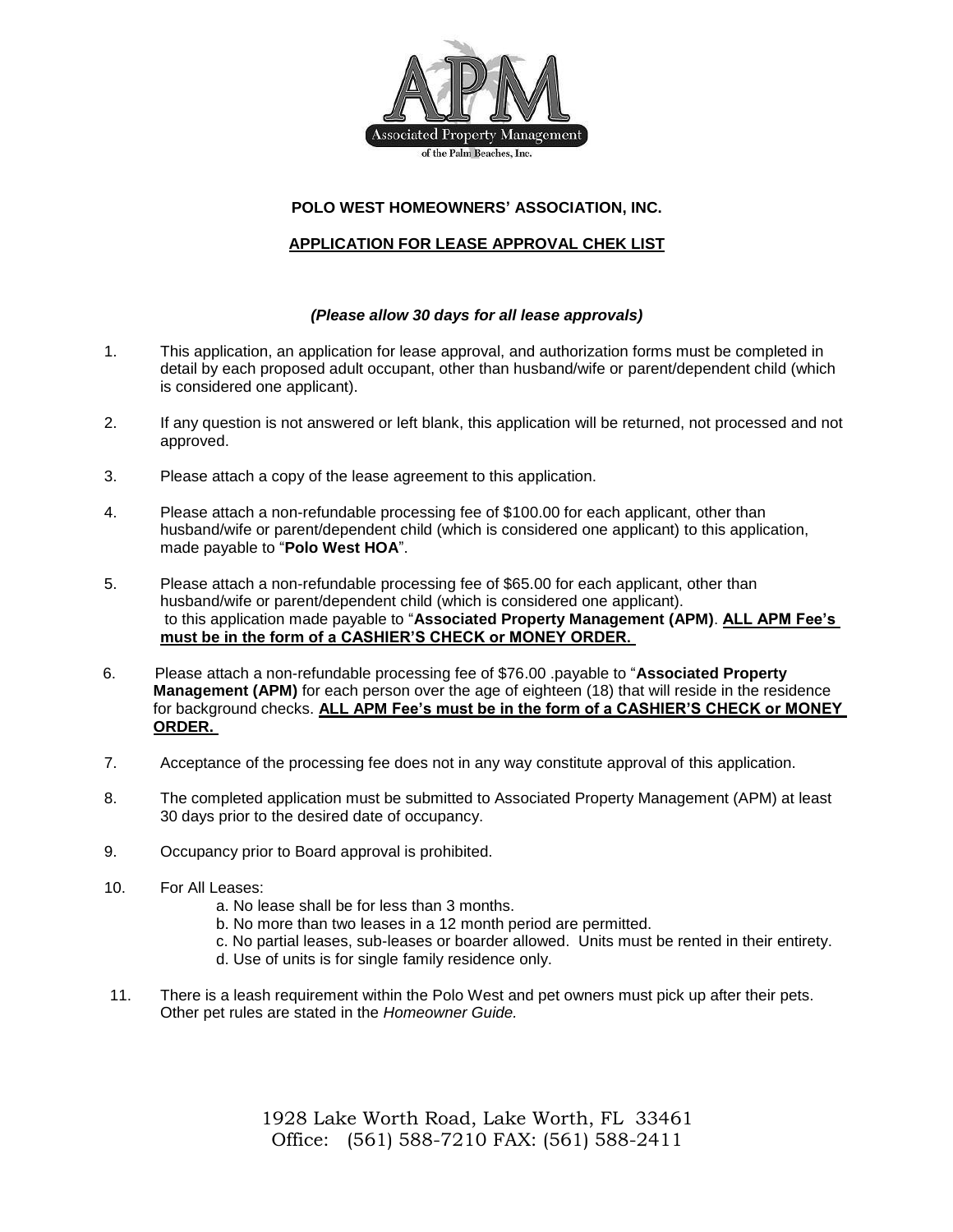**POLO WEST HOMEOWNERS' ASSOCIATION, INC.**

**APPLICATION FOR LEASE APPROVAL CHEK LIST**

***(Please allow 30 days for all lease approvals)***

1. This application, an application for lease approval, and authorization forms must be completed in detail by each proposed adult occupant, other than husband/wife or parent/dependent child (which is considered one applicant).

2. If any question is not answered or left blank, this application will be returned, not processed and not approved.

3. Please attach a copy of the lease agreement to this application.

4. Please attach a non-refundable processing fee of $100.00 for each applicant, other than husband/wife or parent/dependent child (which is considered one applicant) to this application, made payable to "**Polo West HOA**".

5. Please attach a non-refundable processing fee of $65.00 for each applicant, other than husband/wife or parent/dependent child (which is considered one applicant). to this application made payable to "**Associated Property Management (APM)**. **ALL APM Fee's must be in the form of a CASHIER'S CHECK or MONEY ORDER.**

6. Please attach a non-refundable processing fee of $76.00 .payable to "**Associated Property Management (APM)** for each person over the age of eighteen (18) that will reside in the residence for background checks. **ALL APM Fee's must be in the form of a CASHIER'S CHECK or MONEY ORDER.**

7. Acceptance of the processing fee does not in any way constitute approval of this application.

8. The completed application must be submitted to Associated Property Management (APM) at least 30 days prior to the desired date of occupancy.

9. Occupancy prior to Board approval is prohibited.

10. For All Leases:
    a. No lease shall be for less than 3 months.
    b. No more than two leases in a 12 month period are permitted.
    c. No partial leases, sub-leases or boarder allowed. Units must be rented in their entirety.
    d. Use of units is for single family residence only.

11. There is a leash requirement within the Polo West and pet owners must pick up after their pets. Other pet rules are stated in the *Homeowner Guide.*

1928 Lake Worth Road, Lake Worth, FL 33461
Office: (561) 588-7210 FAX: (561) 588-2411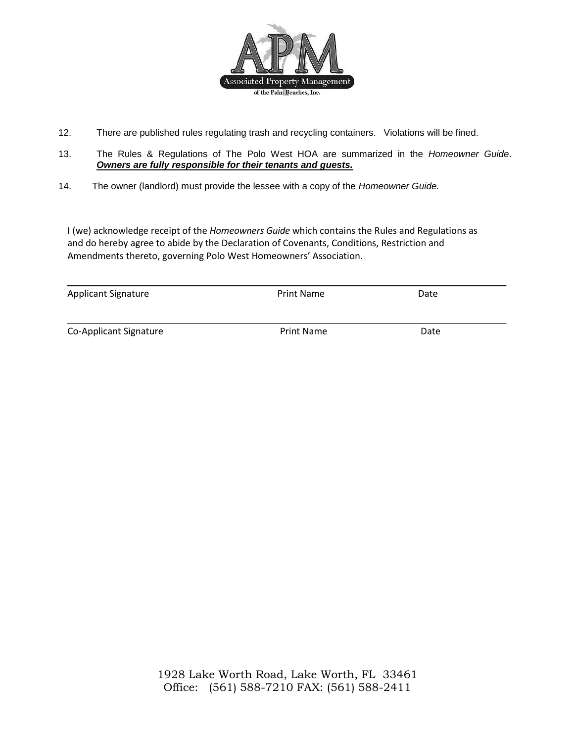12. There are published rules regulating trash and recycling containers. Violations will be fined.

13. The Rules & Regulations of The Polo West HOA are summarized in the *Homeowner Guide*. ***Owners are fully responsible for their tenants and guests.***

14. The owner (landlord) must provide the lessee with a copy of the *Homeowner Guide.*

I (we) acknowledge receipt of the *Homeowners Guide* which contains the Rules and Regulations as and do hereby agree to abide by the Declaration of Covenants, Conditions, Restriction and Amendments thereto, governing Polo West Homeowners' Association.

| Applicant Signature | Print Name | Date |
|---|---|---|
| Co-Applicant Signature | Print Name | Date |

1928 Lake Worth Road, Lake Worth, FL 33461
Office: (561) 588-7210 FAX: (561) 588-2411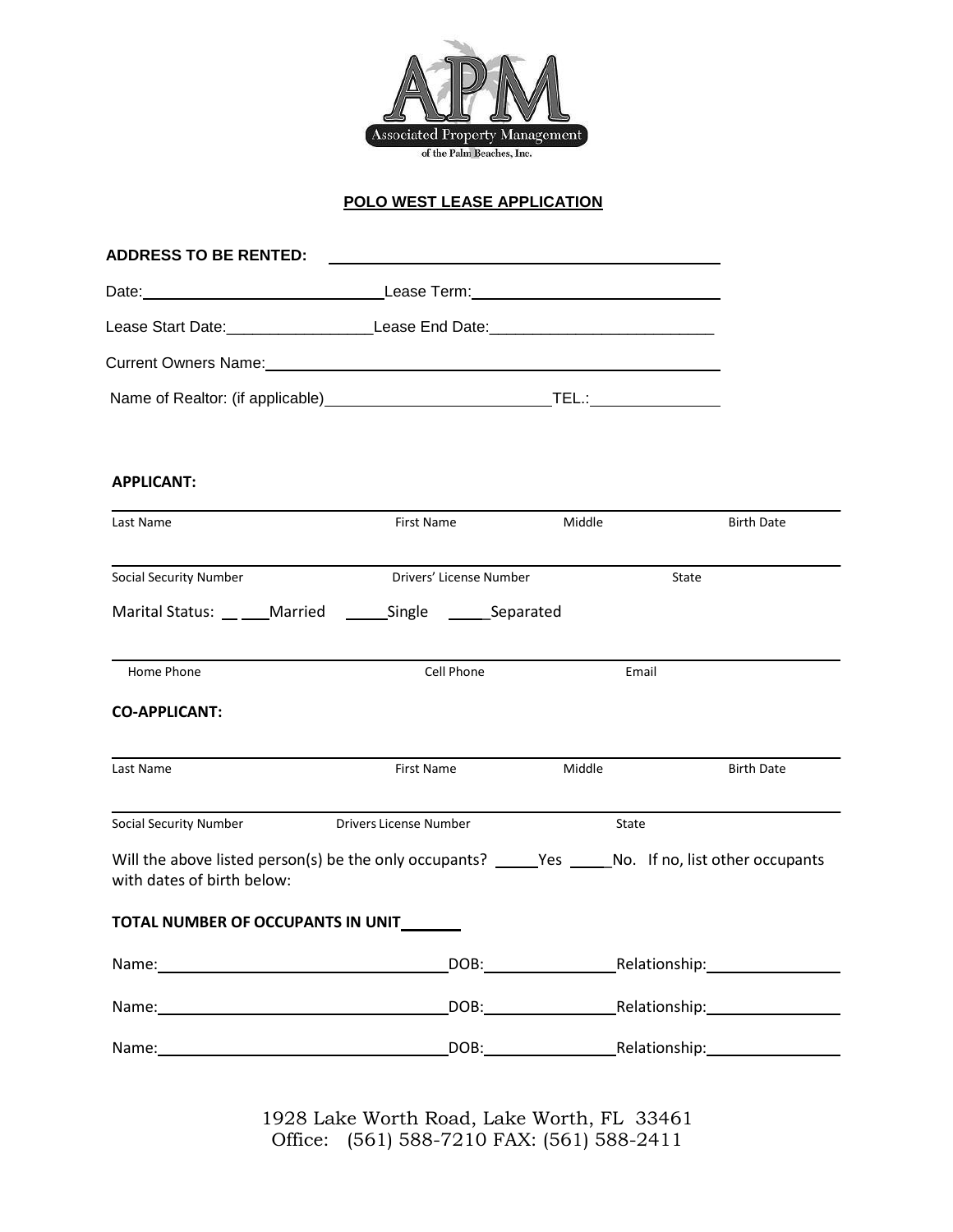Associated Property Management of the Palm Beaches, Inc.

## POLO WEST LEASE APPLICATION

**ADDRESS TO BE RENTED:** ______________________________

Date:______________________ Lease Term:______________________

Lease Start Date:________________ Lease End Date:________________________

Current Owners Name:______________________________________

Name of Realtor: (if applicable)______________________ TEL.:____________

**APPLICANT:**

______________________________________________________________

Last Name | First Name | Middle | Birth Date

______________________________________________________________

Social Security Number | Drivers' License Number | State

Marital Status: _____Married _____Single _____Separated

______________________________________________________________

Home Phone | Cell Phone | Email

**CO-APPLICANT:**

______________________________________________________________

Last Name | First Name | Middle | Birth Date

______________________________________________________________

Social Security Number | Drivers License Number | State

Will the above listed person(s) be the only occupants? _____Yes _____No. If no, list other occupants with dates of birth below:

**TOTAL NUMBER OF OCCUPANTS IN UNIT**______

Name:__________________________ DOB:____________ Relationship:____________

Name:__________________________ DOB:____________ Relationship:____________

Name:__________________________ DOB:____________ Relationship:____________

1928 Lake Worth Road, Lake Worth, FL 33461
Office: (561) 588-7210 FAX: (561) 588-2411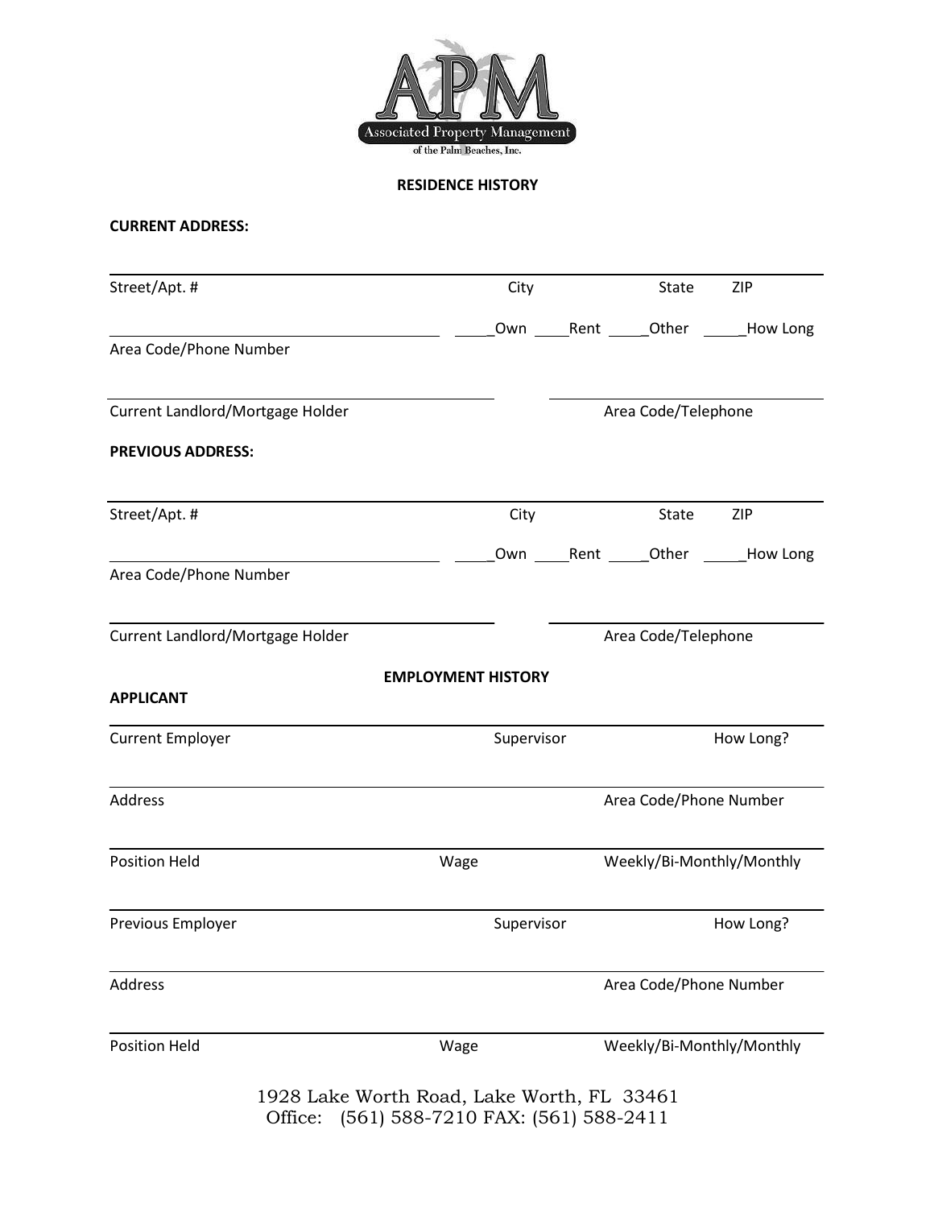APM

Associated Property Management

of the Palm Beaches, Inc.

## RESIDENCE HISTORY

**CURRENT ADDRESS:**

Street/Apt. # City State ZIP

_____Own _____Rent _____Other _____How Long

Area Code/Phone Number

Current Landlord/Mortgage Holder Area Code/Telephone

**PREVIOUS ADDRESS:**

Street/Apt. # City State ZIP

_____Own _____Rent _____Other _____How Long

Area Code/Phone Number

Current Landlord/Mortgage Holder Area Code/Telephone

## EMPLOYMENT HISTORY

**APPLICANT**

Current Employer Supervisor How Long?

Address Area Code/Phone Number

Position Held Wage Weekly/Bi-Monthly/Monthly

Previous Employer Supervisor How Long?

Address Area Code/Phone Number

Position Held Wage Weekly/Bi-Monthly/Monthly

1928 Lake Worth Road, Lake Worth, FL 33461
Office: (561) 588-7210 FAX: (561) 588-2411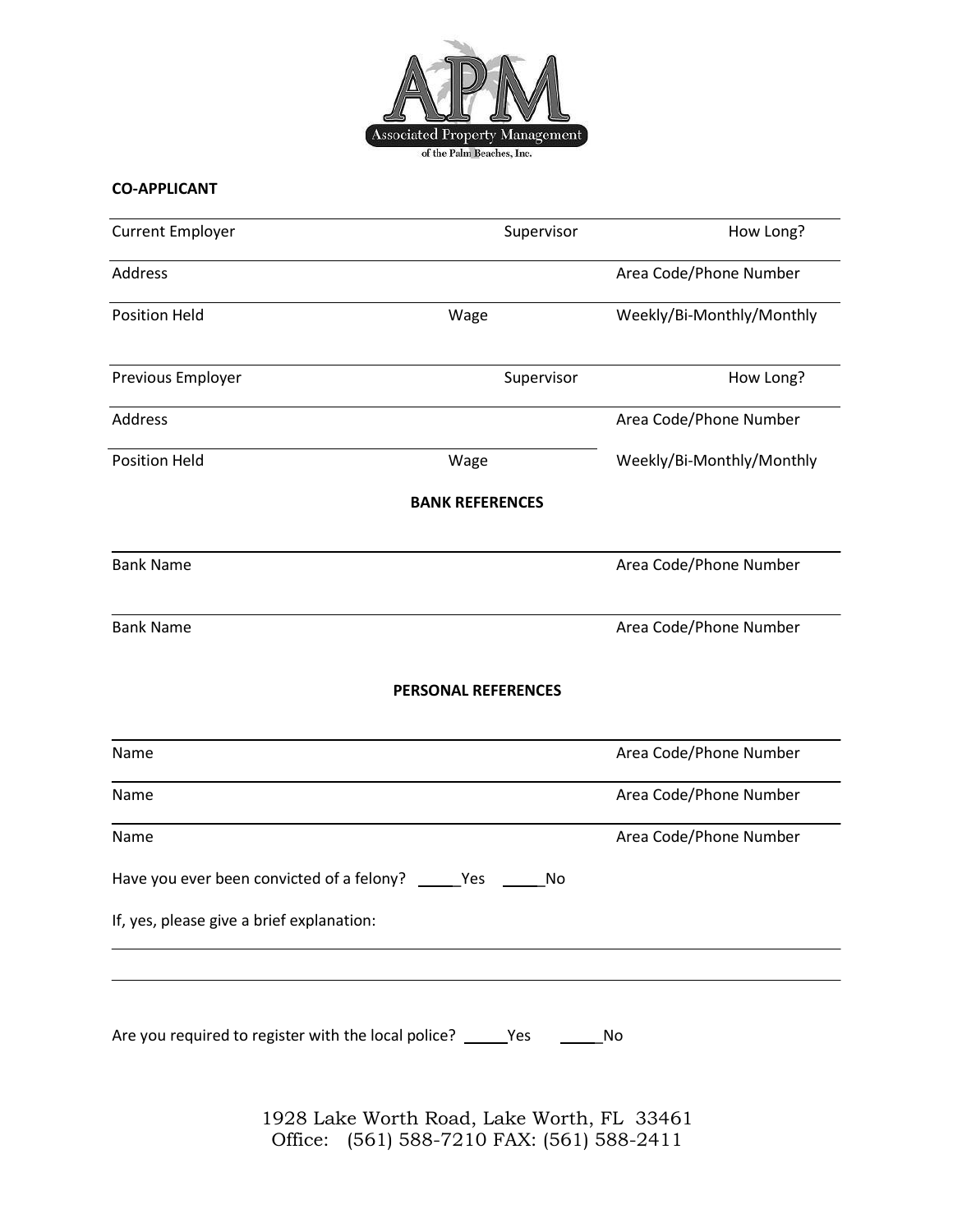APM

Associated Property Management of the Palm Beaches, Inc.

**CO-APPLICANT**

Current Employer ______________________ Supervisor ______________________ How Long? ______________________

Address ______________________ Area Code/Phone Number ______________________

Position Held ______________________ Wage ______________________ Weekly/Bi-Monthly/Monthly

Previous Employer ______________________ Supervisor ______________________ How Long? ______________________

Address ______________________ Area Code/Phone Number ______________________

Position Held ______________________ Wage ______________________ Weekly/Bi-Monthly/Monthly

**BANK REFERENCES**

Bank Name ______________________ Area Code/Phone Number ______________________

Bank Name ______________________ Area Code/Phone Number ______________________

**PERSONAL REFERENCES**

Name ______________________ Area Code/Phone Number ______________________

Name ______________________ Area Code/Phone Number ______________________

Name ______________________ Area Code/Phone Number ______________________

Have you ever been convicted of a felony? _____Yes _____No

If, yes, please give a brief explanation:

______________________________________________________________________

______________________________________________________________________

Are you required to register with the local police? _____Yes _____No

1928 Lake Worth Road, Lake Worth, FL 33461
Office: (561) 588-7210 FAX: (561) 588-2411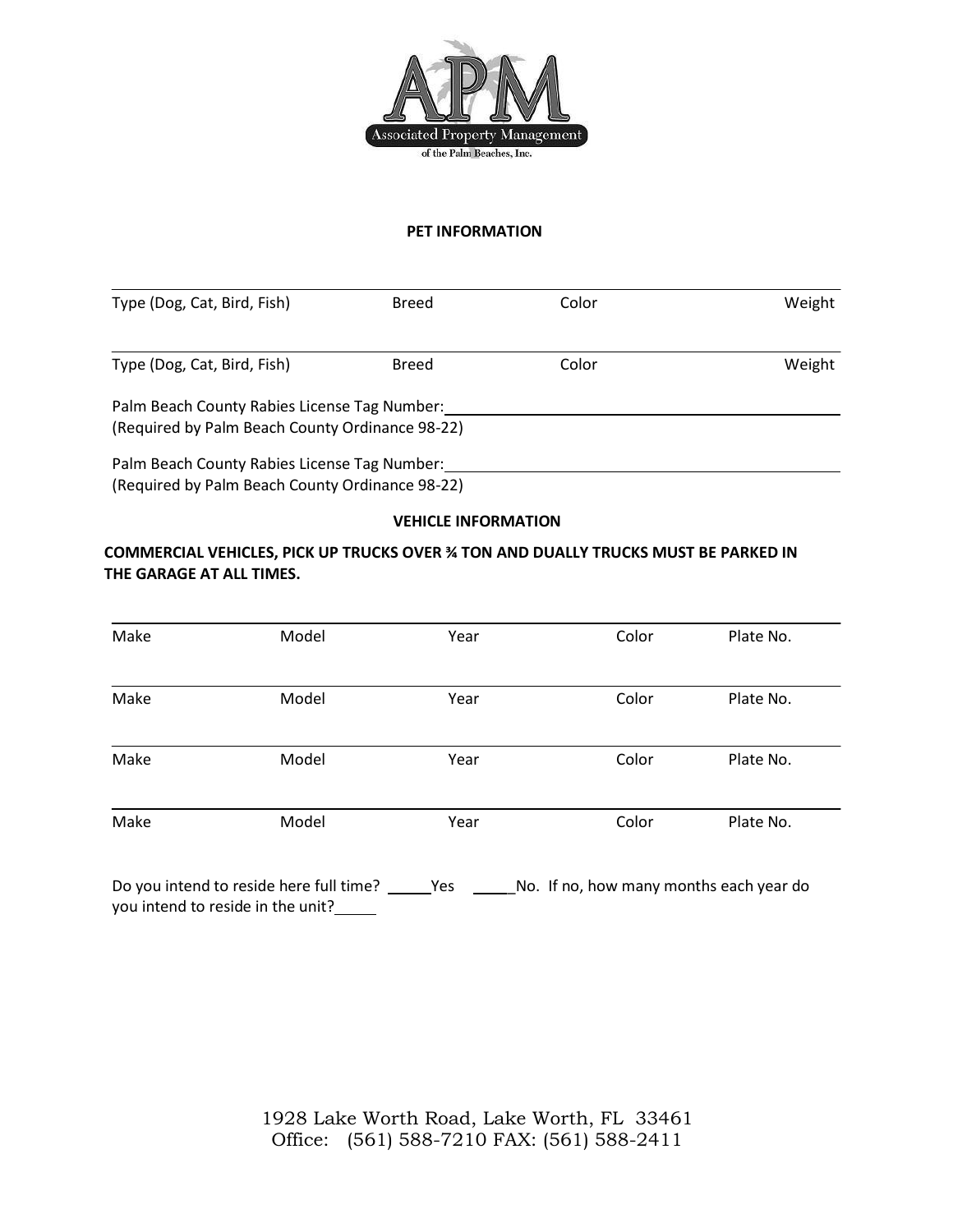Associated Property Management of the Palm Beaches, Inc.

**PET INFORMATION**

| Type (Dog, Cat, Bird, Fish) | Breed | Color | Weight |
|---|---|---|---|
| Type (Dog, Cat, Bird, Fish) | Breed | Color | Weight |

Palm Beach County Rabies License Tag Number:\_\_\_\_\_\_\_\_\_\_\_\_\_\_\_\_\_\_\_\_\_\_\_\_\_\_\_\_\_\_
(Required by Palm Beach County Ordinance 98-22)

Palm Beach County Rabies License Tag Number:\_\_\_\_\_\_\_\_\_\_\_\_\_\_\_\_\_\_\_\_\_\_\_\_\_\_\_\_\_\_
(Required by Palm Beach County Ordinance 98-22)

**VEHICLE INFORMATION**

**COMMERCIAL VEHICLES, PICK UP TRUCKS OVER ¾ TON AND DUALLY TRUCKS MUST BE PARKED IN THE GARAGE AT ALL TIMES.**

| Make | Model | Year | Color | Plate No. |
|---|---|---|---|---|
| Make | Model | Year | Color | Plate No. |
| Make | Model | Year | Color | Plate No. |
| Make | Model | Year | Color | Plate No. |

Do you intend to reside here full time? \_\_\_\_\_Yes \_\_\_\_\_No. If no, how many months each year do you intend to reside in the unit?\_\_\_\_\_

1928 Lake Worth Road, Lake Worth, FL 33461
Office: (561) 588-7210 FAX: (561) 588-2411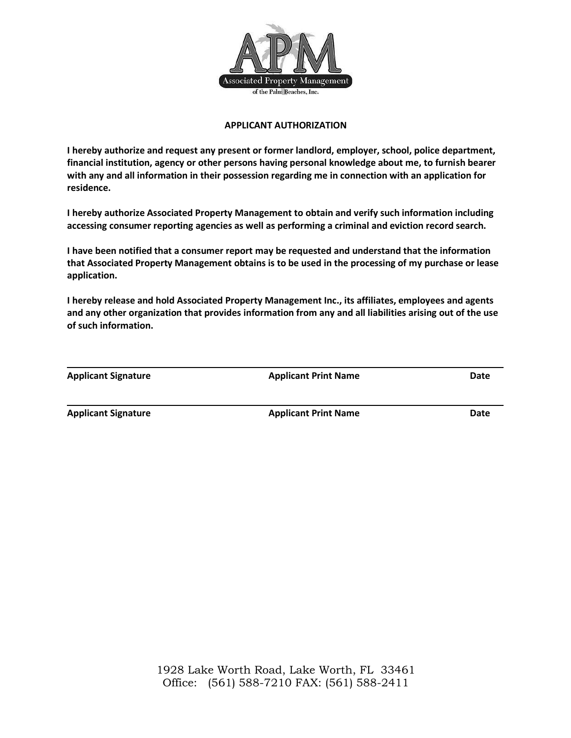APM

Associated Property Management

of the Palm Beaches, Inc.

## APPLICANT AUTHORIZATION

**I hereby authorize and request any present or former landlord, employer, school, police department, financial institution, agency or other persons having personal knowledge about me, to furnish bearer with any and all information in their possession regarding me in connection with an application for residence.**

**I hereby authorize Associated Property Management to obtain and verify such information including accessing consumer reporting agencies as well as performing a criminal and eviction record search.**

**I have been notified that a consumer report may be requested and understand that the information that Associated Property Management obtains is to be used in the processing of my purchase or lease application.**

**I hereby release and hold Associated Property Management Inc., its affiliates, employees and agents and any other organization that provides information from any and all liabilities arising out of the use of such information.**

| **Applicant Signature** | **Applicant Print Name** | **Date** |
|---|---|---|
| **Applicant Signature** | **Applicant Print Name** | **Date** |

1928 Lake Worth Road, Lake Worth, FL 33461
Office: (561) 588-7210 FAX: (561) 588-2411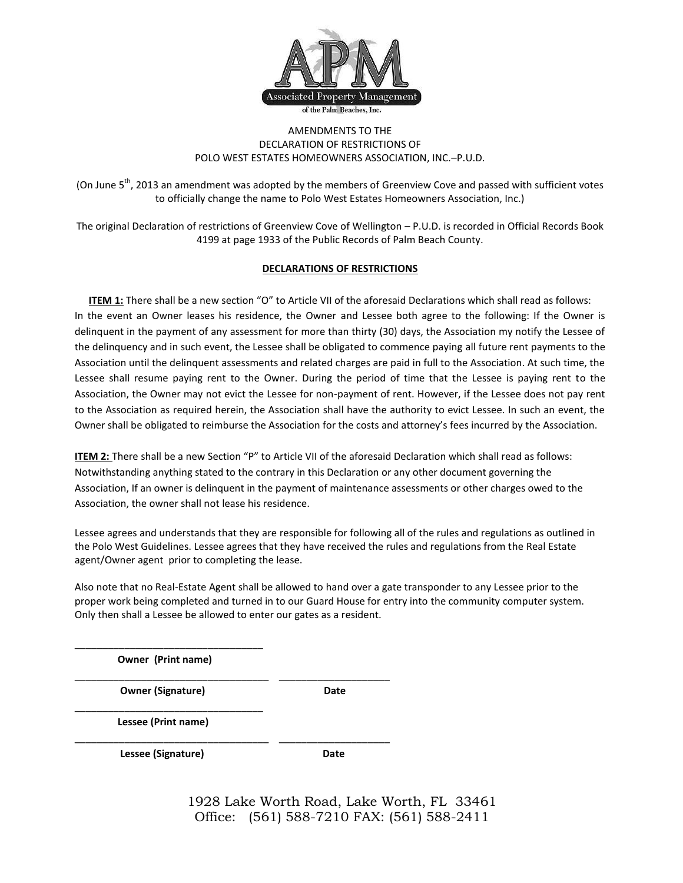APM

Associated Property Management

of the Palm Beaches, Inc.

AMENDMENTS TO THE
DECLARATION OF RESTRICTIONS OF
POLO WEST ESTATES HOMEOWNERS ASSOCIATION, INC.–P.U.D.

(On June 5th, 2013 an amendment was adopted by the members of Greenview Cove and passed with sufficient votes to officially change the name to Polo West Estates Homeowners Association, Inc.)

The original Declaration of restrictions of Greenview Cove of Wellington – P.U.D. is recorded in Official Records Book 4199 at page 1933 of the Public Records of Palm Beach County.

## DECLARATIONS OF RESTRICTIONS

**ITEM 1:** There shall be a new section "O" to Article VII of the aforesaid Declarations which shall read as follows: In the event an Owner leases his residence, the Owner and Lessee both agree to the following: If the Owner is delinquent in the payment of any assessment for more than thirty (30) days, the Association my notify the Lessee of the delinquency and in such event, the Lessee shall be obligated to commence paying all future rent payments to the Association until the delinquent assessments and related charges are paid in full to the Association. At such time, the Lessee shall resume paying rent to the Owner. During the period of time that the Lessee is paying rent to the Association, the Owner may not evict the Lessee for non-payment of rent. However, if the Lessee does not pay rent to the Association as required herein, the Association shall have the authority to evict Lessee. In such an event, the Owner shall be obligated to reimburse the Association for the costs and attorney's fees incurred by the Association.

**ITEM 2:** There shall be a new Section "P" to Article VII of the aforesaid Declaration which shall read as follows: Notwithstanding anything stated to the contrary in this Declaration or any other document governing the Association, If an owner is delinquent in the payment of maintenance assessments or other charges owed to the Association, the owner shall not lease his residence.

Lessee agrees and understands that they are responsible for following all of the rules and regulations as outlined in the Polo West Guidelines. Lessee agrees that they have received the rules and regulations from the Real Estate agent/Owner agent prior to completing the lease.

Also note that no Real-Estate Agent shall be allowed to hand over a gate transponder to any Lessee prior to the proper work being completed and turned in to our Guard House for entry into the community computer system. Only then shall a Lessee be allowed to enter our gates as a resident.

\_\_\_\_\_\_\_\_\_\_\_\_\_\_\_\_\_\_\_\_\_\_\_\_\_\_\_\_\_\_\_\_\_\_
**Owner (Print name)**

\_\_\_\_\_\_\_\_\_\_\_\_\_\_\_\_\_\_\_\_\_\_\_\_\_\_\_\_\_\_\_\_\_\_ \_\_\_\_\_\_\_\_\_\_\_\_\_\_\_\_\_\_\_\_
**Owner (Signature)** **Date**

\_\_\_\_\_\_\_\_\_\_\_\_\_\_\_\_\_\_\_\_\_\_\_\_\_\_\_\_\_\_\_\_\_\_
**Lessee (Print name)**

\_\_\_\_\_\_\_\_\_\_\_\_\_\_\_\_\_\_\_\_\_\_\_\_\_\_\_\_\_\_\_\_\_\_ \_\_\_\_\_\_\_\_\_\_\_\_\_\_\_\_\_\_\_\_
**Lessee (Signature)** **Date**

1928 Lake Worth Road, Lake Worth, FL 33461
Office: (561) 588-7210 FAX: (561) 588-2411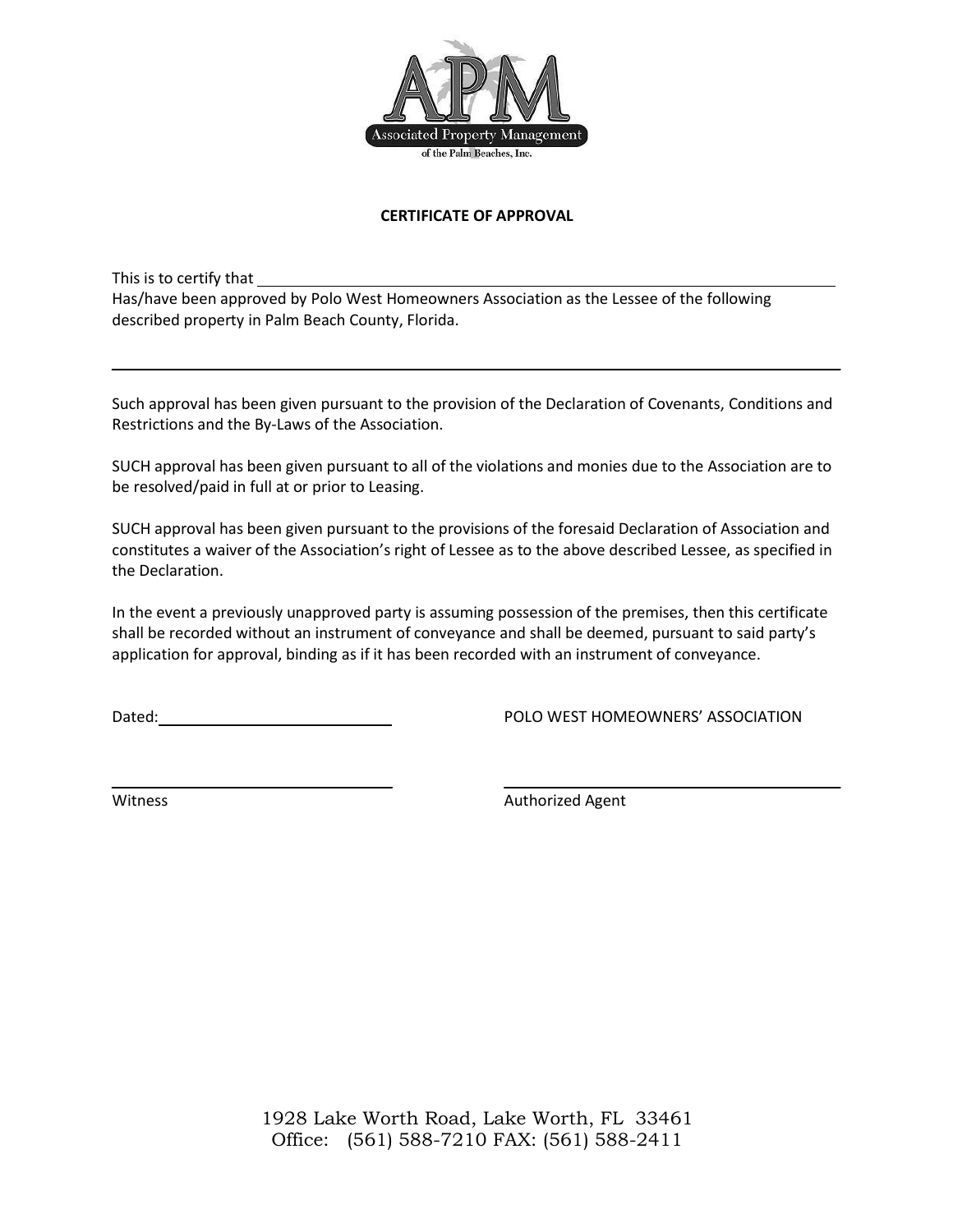APM

Associated Property Management

of the Palm Beaches, Inc.

**CERTIFICATE OF APPROVAL**

This is to certify that \_\_\_\_\_\_\_\_\_\_\_\_\_\_\_\_\_\_\_\_\_\_\_\_\_\_\_\_\_\_\_\_\_\_\_\_\_\_\_\_\_\_\_\_\_\_\_\_
Has/have been approved by Polo West Homeowners Association as the Lessee of the following described property in Palm Beach County, Florida.

\_\_\_\_\_\_\_\_\_\_\_\_\_\_\_\_\_\_\_\_\_\_\_\_\_\_\_\_\_\_\_\_\_\_\_\_\_\_\_\_\_\_\_\_\_\_\_\_\_\_\_\_\_\_\_\_\_\_\_\_\_\_\_\_\_\_\_\_\_\_

Such approval has been given pursuant to the provision of the Declaration of Covenants, Conditions and Restrictions and the By-Laws of the Association.

SUCH approval has been given pursuant to all of the violations and monies due to the Association are to be resolved/paid in full at or prior to Leasing.

SUCH approval has been given pursuant to the provisions of the foresaid Declaration of Association and constitutes a waiver of the Association's right of Lessee as to the above described Lessee, as specified in the Declaration.

In the event a previously unapproved party is assuming possession of the premises, then this certificate shall be recorded without an instrument of conveyance and shall be deemed, pursuant to said party's application for approval, binding as if it has been recorded with an instrument of conveyance.

Dated: \_\_\_\_\_\_\_\_\_\_\_\_\_\_\_\_\_\_\_\_\_\_\_\_\_\_ POLO WEST HOMEOWNERS' ASSOCIATION

\_\_\_\_\_\_\_\_\_\_\_\_\_\_\_\_\_\_\_\_\_\_\_\_\_\_\_\_\_\_ \_\_\_\_\_\_\_\_\_\_\_\_\_\_\_\_\_\_\_\_\_\_\_\_\_\_\_\_\_\_
Witness Authorized Agent

1928 Lake Worth Road, Lake Worth, FL 33461
Office: (561) 588-7210 FAX: (561) 588-2411